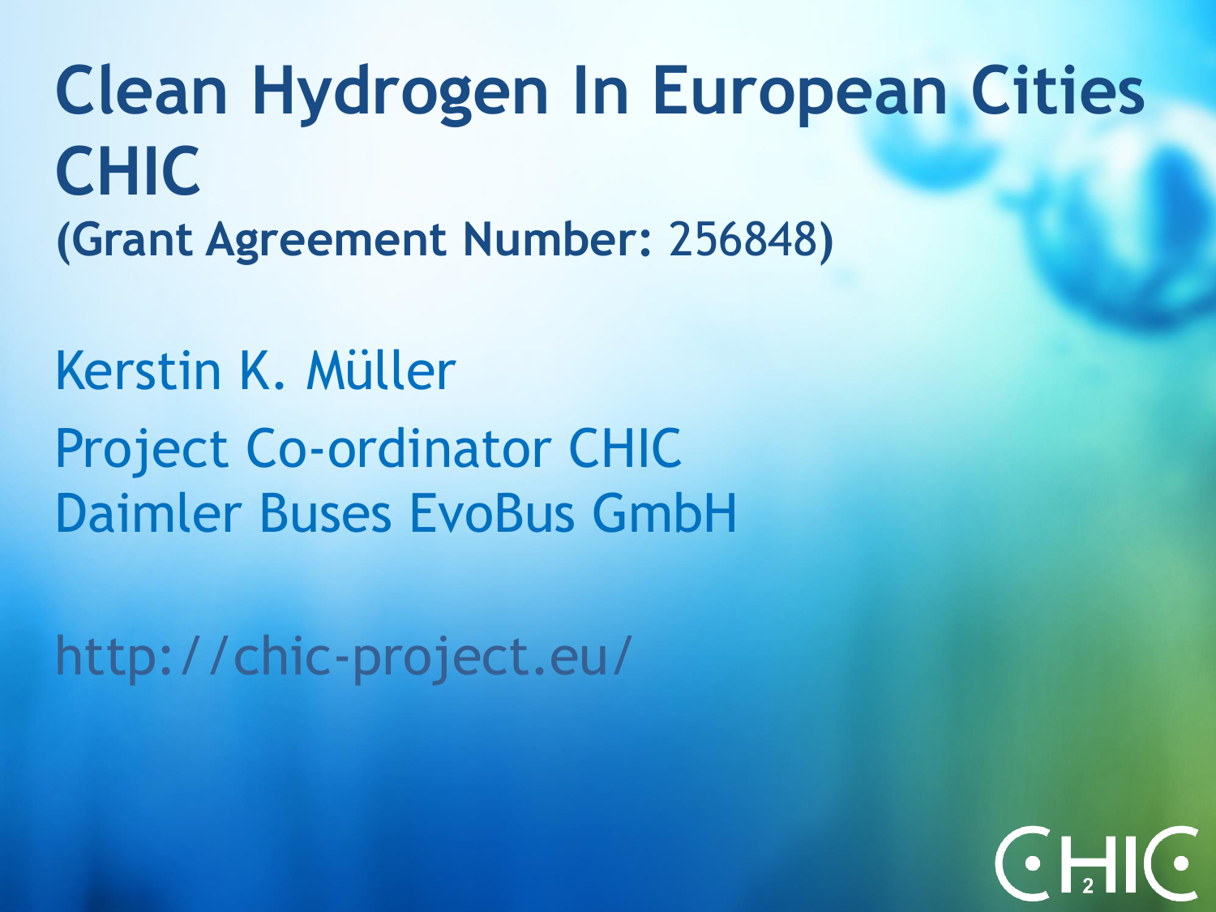# Clean Hydrogen In European Cities CHIC

**(Grant Agreement Number:** 256848**)**

Kerstin K. Müller

Project Co-ordinator CHIC
Daimler Buses EvoBus GmbH

http://chic-project.eu/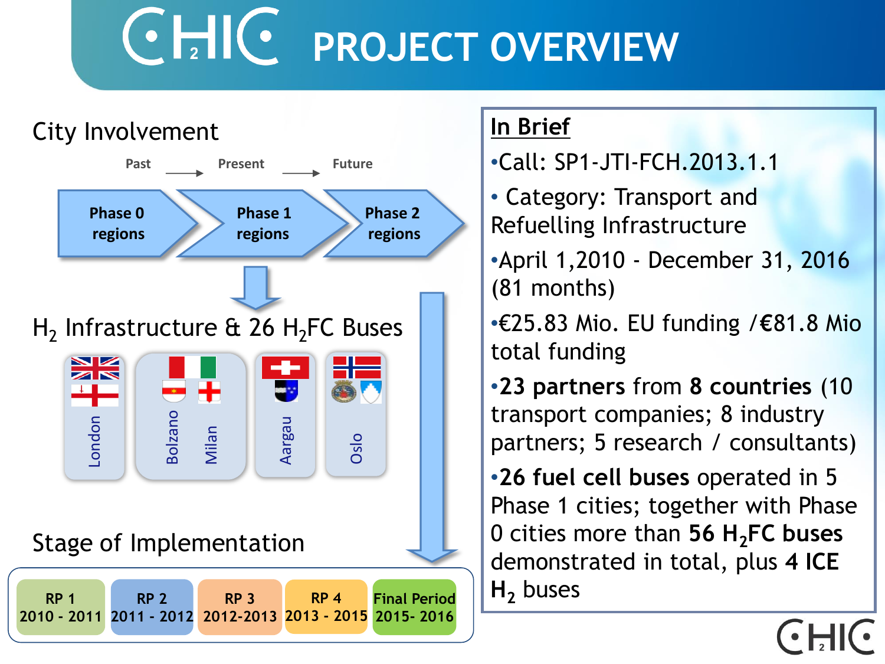# CHIC PROJECT OVERVIEW

## City Involvement

Past → Present → Future

Phase 0 regions → Phase 1 regions → Phase 2 regions

## $H_2$ Infrastructure & 26 $H_2$FC Buses

- London
- Bolzano, Milan
- Aargau
- Oslo

## Stage of Implementation

| RP 1 | RP 2 | RP 3 | RP 4 | Final Period |
|---|---|---|---|---|
| 2010 - 2011 | 2011 - 2012 | 2012-2013 | 2013 - 2015 | 2015- 2016 |

## In Brief

- Call: SP1-JTI-FCH.2013.1.1
- Category: Transport and Refuelling Infrastructure
- April 1,2010 - December 31, 2016 (81 months)
- €25.83 Mio. EU funding /€81.8 Mio total funding
- **23 partners** from **8 countries** (10 transport companies; 8 industry partners; 5 research / consultants)
- **26 fuel cell buses** operated in 5 Phase 1 cities; together with Phase 0 cities more than **56 $H_2$FC buses** demonstrated in total, plus **4 ICE $H_2$** buses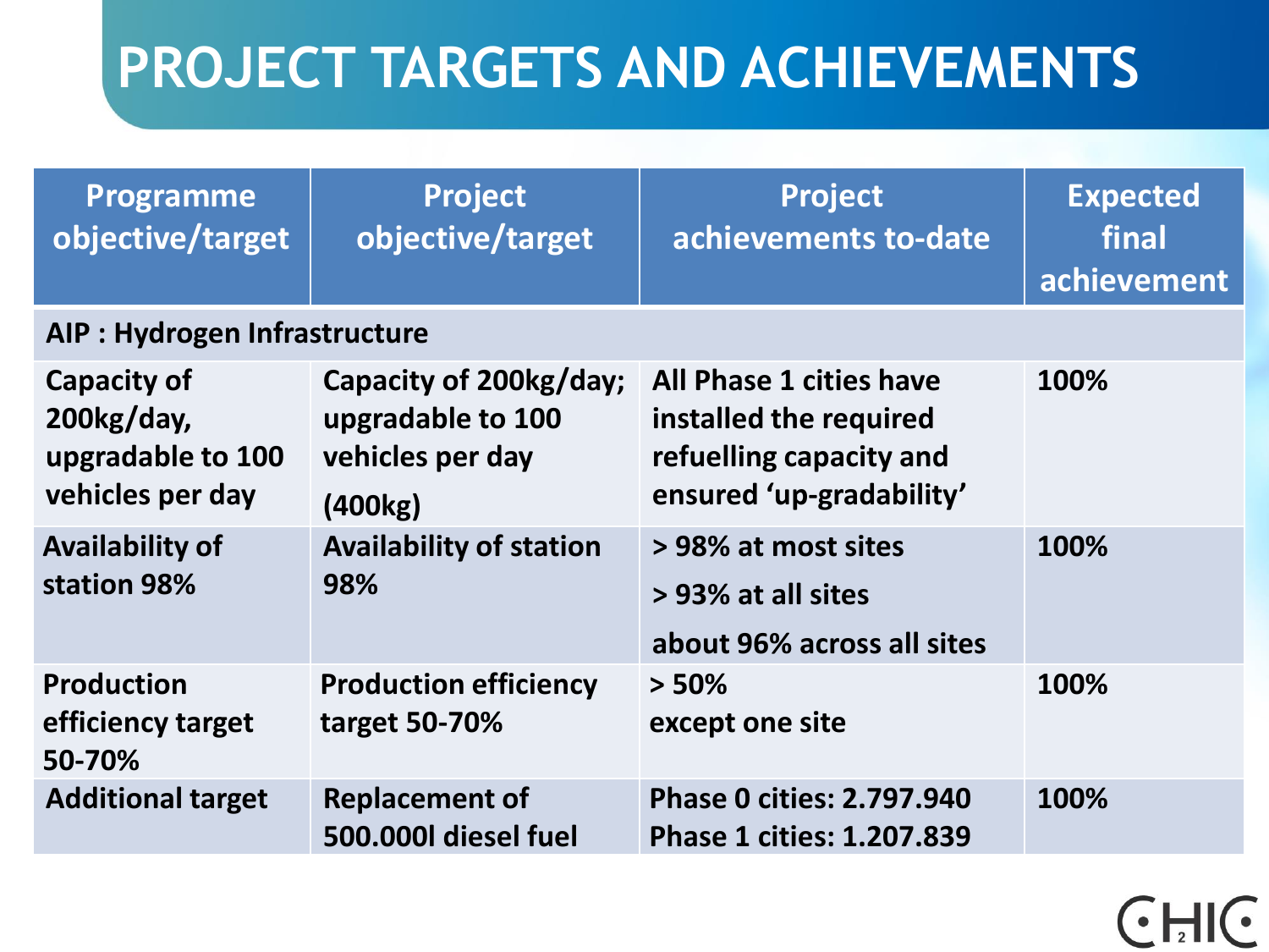# PROJECT TARGETS AND ACHIEVEMENTS

| Programme objective/target | Project objective/target | Project achievements to-date | Expected final achievement |
|---|---|---|---|
| **AIP : Hydrogen Infrastructure** | | | |
| Capacity of 200kg/day, upgradable to 100 vehicles per day | Capacity of 200kg/day; upgradable to 100 vehicles per day (400kg) | All Phase 1 cities have installed the required refuelling capacity and ensured 'up-gradability' | 100% |
| Availability of station 98% | Availability of station 98% | > 98% at most sites<br>> 93% at all sites<br>about 96% across all sites | 100% |
| Production efficiency target 50-70% | Production efficiency target 50-70% | > 50%<br>except one site | 100% |
| Additional target | Replacement of 500.000l diesel fuel | Phase 0 cities: 2.797.940<br>Phase 1 cities: 1.207.839 | 100% |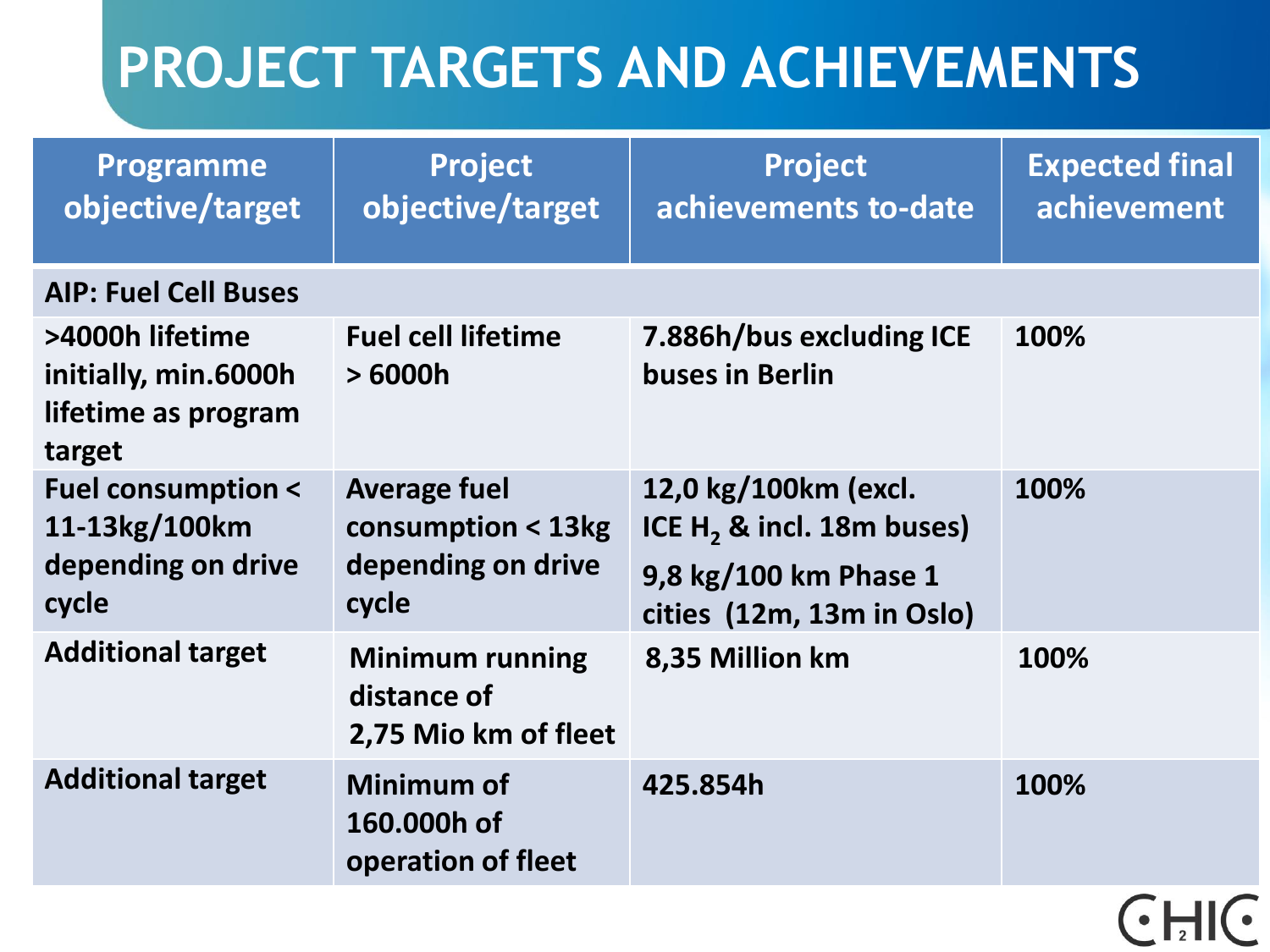# PROJECT TARGETS AND ACHIEVEMENTS

| Programme objective/target | Project objective/target | Project achievements to-date | Expected final achievement |
|---|---|---|---|
| **AIP: Fuel Cell Buses** | | | |
| >4000h lifetime initially, min.6000h lifetime as program target | Fuel cell lifetime > 6000h | 7.886h/bus excluding ICE buses in Berlin | 100% |
| Fuel consumption < 11-13kg/100km depending on drive cycle | Average fuel consumption < 13kg depending on drive cycle | 12,0 kg/100km (excl. ICE $H_2$ & incl. 18m buses)<br>9,8 kg/100 km Phase 1 cities (12m, 13m in Oslo) | 100% |
| Additional target | Minimum running distance of 2,75 Mio km of fleet | 8,35 Million km | 100% |
| Additional target | Minimum of 160.000h of operation of fleet | 425.854h | 100% |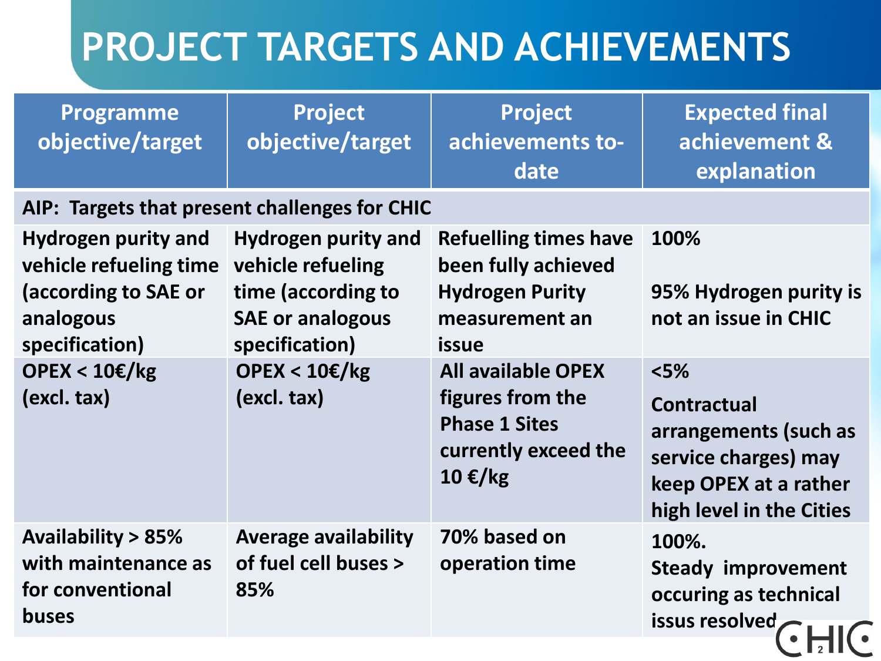# PROJECT TARGETS AND ACHIEVEMENTS

| Programme objective/target | Project objective/target | Project achievements to-date | Expected final achievement & explanation |
|---|---|---|---|
| **AIP: Targets that present challenges for CHIC** | | | |
| Hydrogen purity and vehicle refueling time (according to SAE or analogous specification) | Hydrogen purity and vehicle refueling time (according to SAE or analogous specification) | Refuelling times have been fully achieved Hydrogen Purity measurement an issue | 100%<br><br>95% Hydrogen purity is not an issue in CHIC |
| OPEX < 10€/kg (excl. tax) | OPEX < 10€/kg (excl. tax) | All available OPEX figures from the Phase 1 Sites currently exceed the 10 €/kg | <5%<br>Contractual arrangements (such as service charges) may keep OPEX at a rather high level in the Cities |
| Availability > 85% with maintenance as for conventional buses | Average availability of fuel cell buses > 85% | 70% based on operation time | 100%.<br>Steady improvement occuring as technical issus resolved |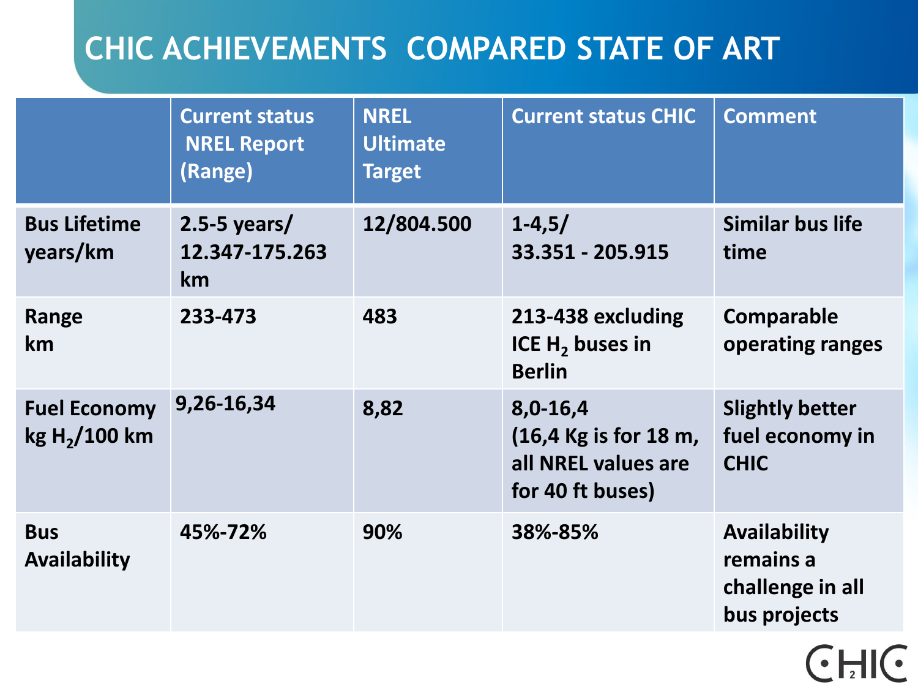# CHIC ACHIEVEMENTS COMPARED STATE OF ART

| | Current status NREL Report (Range) | NREL Ultimate Target | Current status CHIC | Comment |
|---|---|---|---|---|
| **Bus Lifetime years/km** | 2.5-5 years/ 12.347-175.263 km | 12/804.500 | 1-4,5/ 33.351 - 205.915 | Similar bus life time |
| **Range km** | 233-473 | 483 | 213-438 excluding ICE $H_2$ buses in Berlin | Comparable operating ranges |
| **Fuel Economy kg $H_2$/100 km** | 9,26-16,34 | 8,82 | 8,0-16,4 (16,4 Kg is for 18 m, all NREL values are for 40 ft buses) | Slightly better fuel economy in CHIC |
| **Bus Availability** | 45%-72% | 90% | 38%-85% | Availability remains a challenge in all bus projects |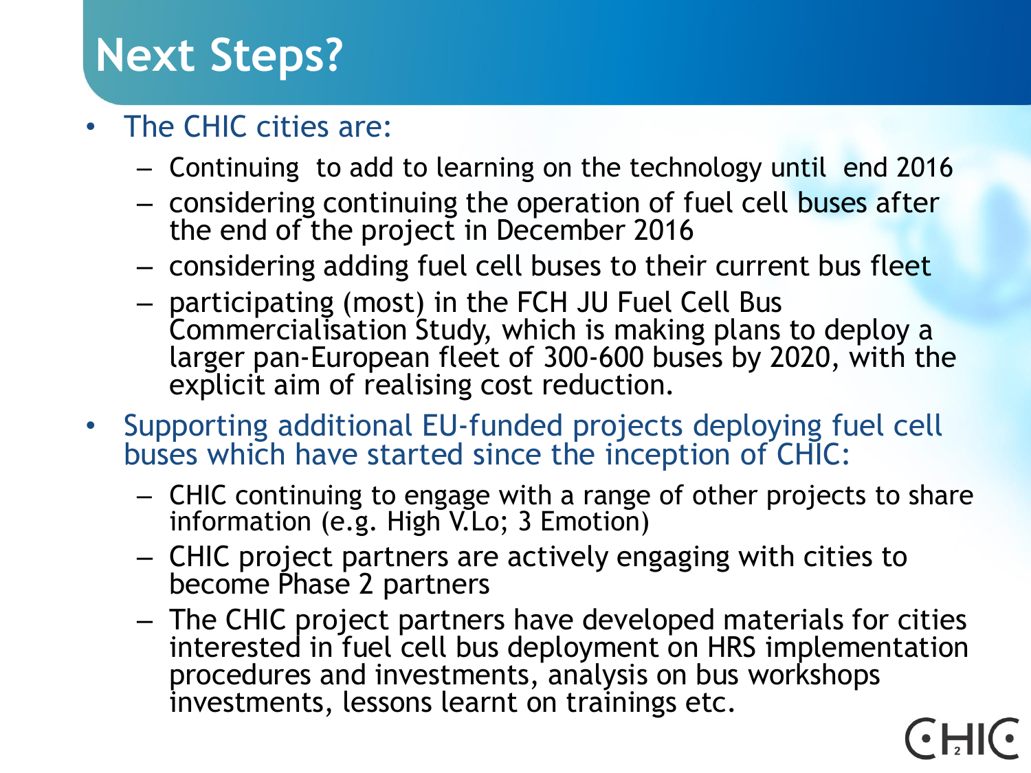# Next Steps?

- The CHIC cities are:
  - Continuing to add to learning on the technology until end 2016
  - considering continuing the operation of fuel cell buses after the end of the project in December 2016
  - considering adding fuel cell buses to their current bus fleet
  - participating (most) in the FCH JU Fuel Cell Bus Commercialisation Study, which is making plans to deploy a larger pan-European fleet of 300-600 buses by 2020, with the explicit aim of realising cost reduction.
- Supporting additional EU-funded projects deploying fuel cell buses which have started since the inception of CHIC:
  - CHIC continuing to engage with a range of other projects to share information (e.g. High V.Lo; 3 Emotion)
  - CHIC project partners are actively engaging with cities to become Phase 2 partners
  - The CHIC project partners have developed materials for cities interested in fuel cell bus deployment on HRS implementation procedures and investments, analysis on bus workshops investments, lessons learnt on trainings etc.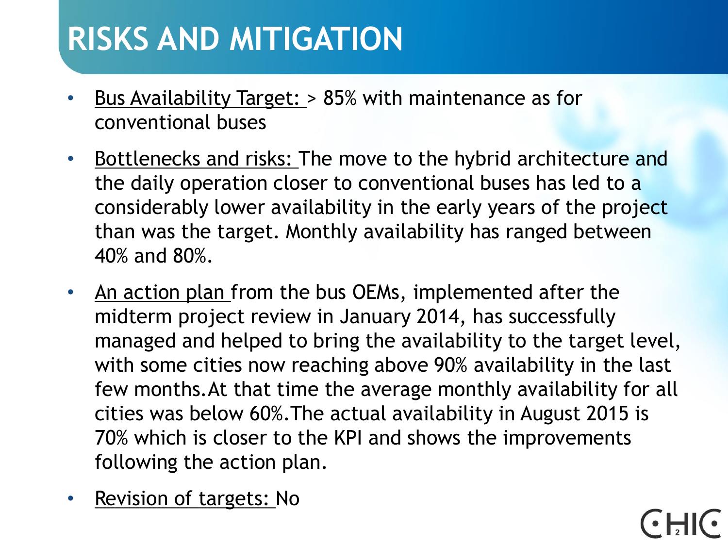# RISKS AND MITIGATION

- Bus Availability Target: > 85% with maintenance as for conventional buses
- Bottlenecks and risks: The move to the hybrid architecture and the daily operation closer to conventional buses has led to a considerably lower availability in the early years of the project than was the target. Monthly availability has ranged between 40% and 80%.
- An action plan from the bus OEMs, implemented after the midterm project review in January 2014, has successfully managed and helped to bring the availability to the target level, with some cities now reaching above 90% availability in the last few months. At that time the average monthly availability for all cities was below 60%. The actual availability in August 2015 is 70% which is closer to the KPI and shows the improvements following the action plan.
- Revision of targets: No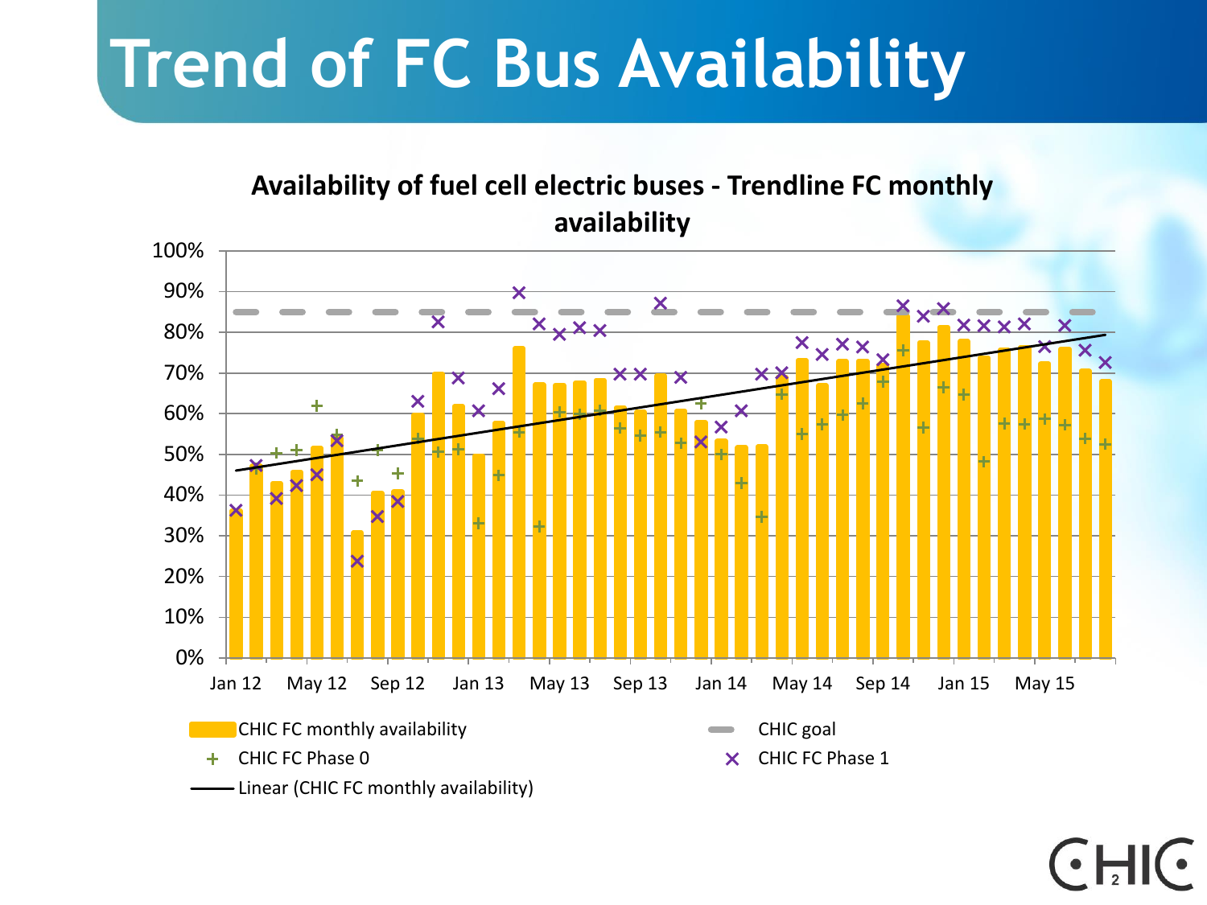# Trend of FC Bus Availability

**Availability of fuel cell electric buses - Trendline FC monthly availability**

100%
90%
80%
70%
60%
50%
40%
30%
20%
10%
0%

Jan 12 | May 12 | Sep 12 | Jan 13 | May 13 | Sep 13 | Jan 14 | May 14 | Sep 14 | Jan 15 | May 15

- CHIC FC monthly availability
- CHIC goal
- CHIC FC Phase 0
- CHIC FC Phase 1
- Linear (CHIC FC monthly availability)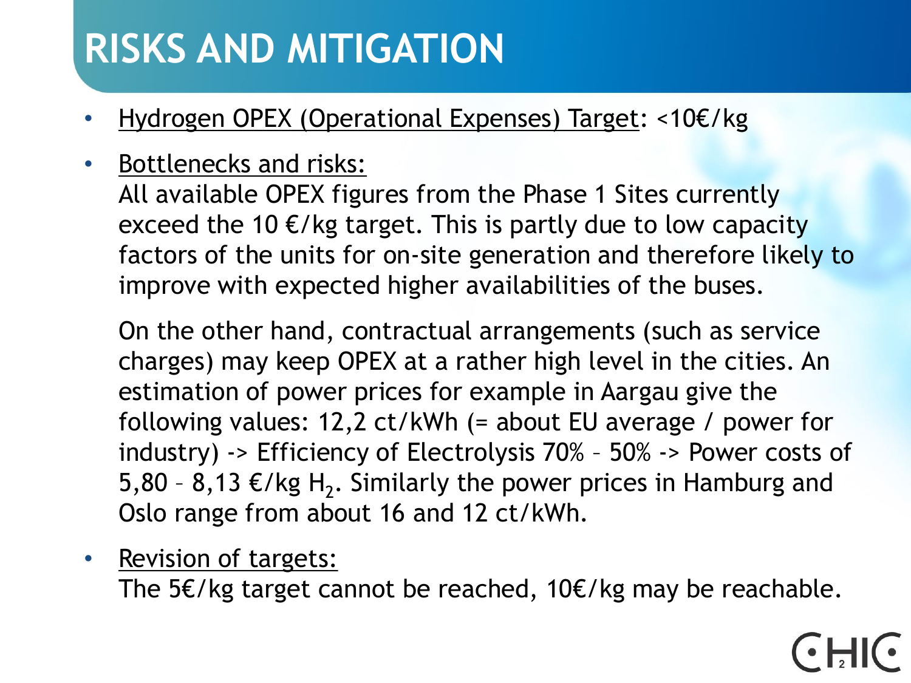# RISKS AND MITIGATION

- Hydrogen OPEX (Operational Expenses) Target: <10€/kg
- Bottlenecks and risks:
  All available OPEX figures from the Phase 1 Sites currently exceed the 10 €/kg target. This is partly due to low capacity factors of the units for on-site generation and therefore likely to improve with expected higher availabilities of the buses.

  On the other hand, contractual arrangements (such as service charges) may keep OPEX at a rather high level in the cities. An estimation of power prices for example in Aargau give the following values: 12,2 ct/kWh (= about EU average / power for industry) -> Efficiency of Electrolysis 70% – 50% -> Power costs of 5,80 – 8,13 €/kg $H_2$. Similarly the power prices in Hamburg and Oslo range from about 16 and 12 ct/kWh.
- Revision of targets:
  The 5€/kg target cannot be reached, 10€/kg may be reachable.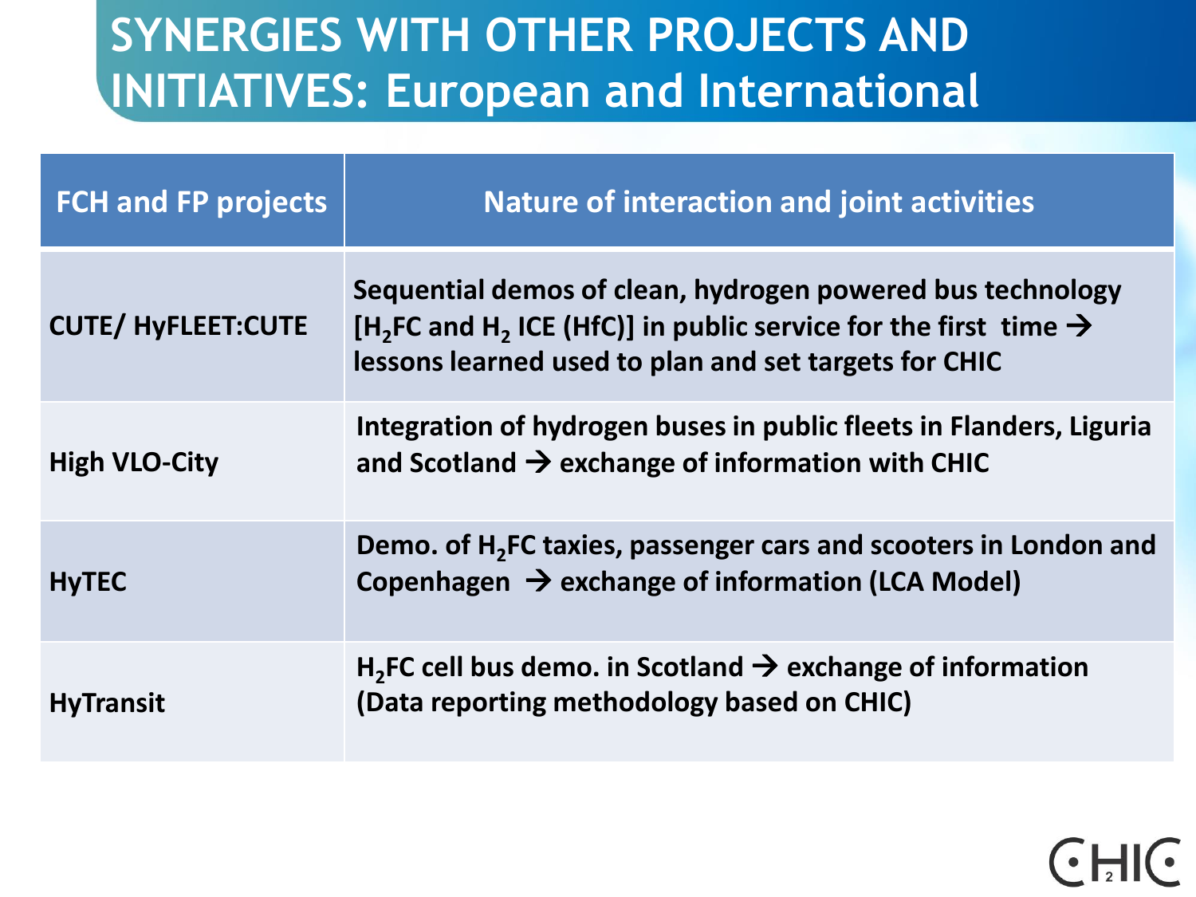# SYNERGIES WITH OTHER PROJECTS AND INITIATIVES: European and International

| FCH and FP projects | Nature of interaction and joint activities |
| --- | --- |
| **CUTE/ HyFLEET:CUTE** | **Sequential demos of clean, hydrogen powered bus technology [$H_2$FC and $H_2$ ICE (HfC)] in public service for the first time → lessons learned used to plan and set targets for CHIC** |
| **High VLO-City** | **Integration of hydrogen buses in public fleets in Flanders, Liguria and Scotland → exchange of information with CHIC** |
| **HyTEC** | **Demo. of $H_2$FC taxies, passenger cars and scooters in London and Copenhagen → exchange of information (LCA Model)** |
| **HyTransit** | **$H_2$FC cell bus demo. in Scotland → exchange of information (Data reporting methodology based on CHIC)** |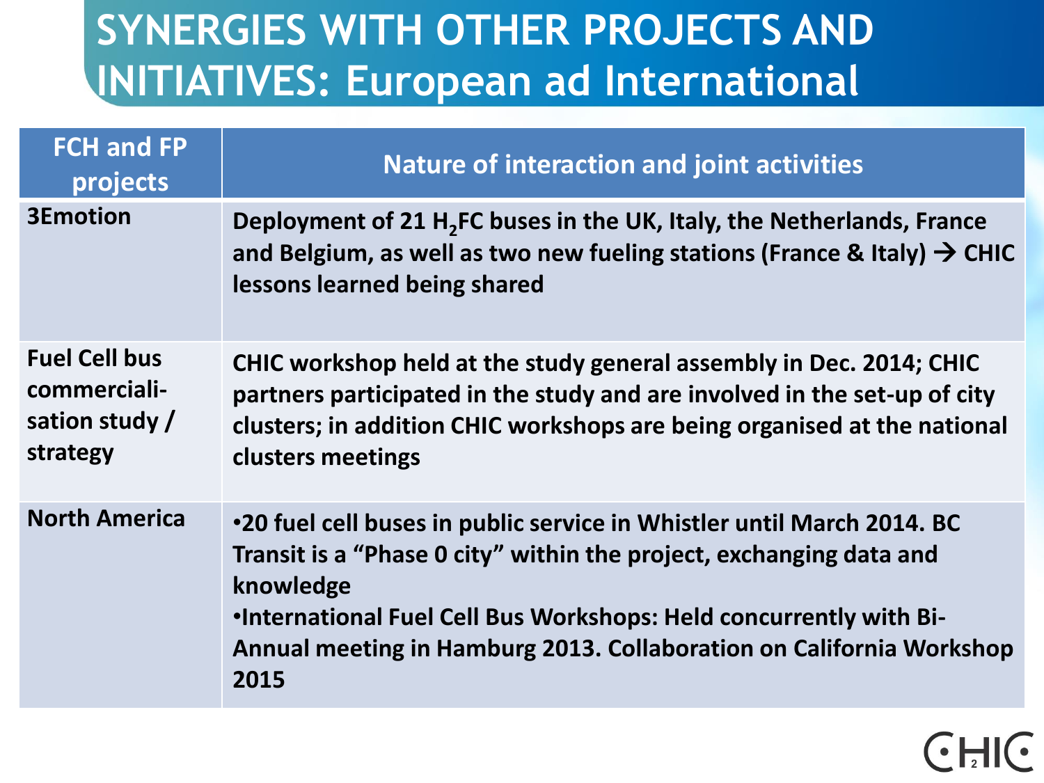# SYNERGIES WITH OTHER PROJECTS AND INITIATIVES: European ad International

| FCH and FP projects | Nature of interaction and joint activities |
|---|---|
| 3Emotion | Deployment of 21 $H_2$FC buses in the UK, Italy, the Netherlands, France and Belgium, as well as two new fueling stations (France & Italy) → CHIC lessons learned being shared |
| Fuel Cell bus commerciali-sation study / strategy | CHIC workshop held at the study general assembly in Dec. 2014; CHIC partners participated in the study and are involved in the set-up of city clusters; in addition CHIC workshops are being organised at the national clusters meetings |
| North America | •20 fuel cell buses in public service in Whistler until March 2014. BC Transit is a "Phase 0 city" within the project, exchanging data and knowledge<br>•International Fuel Cell Bus Workshops: Held concurrently with Bi-Annual meeting in Hamburg 2013. Collaboration on California Workshop 2015 |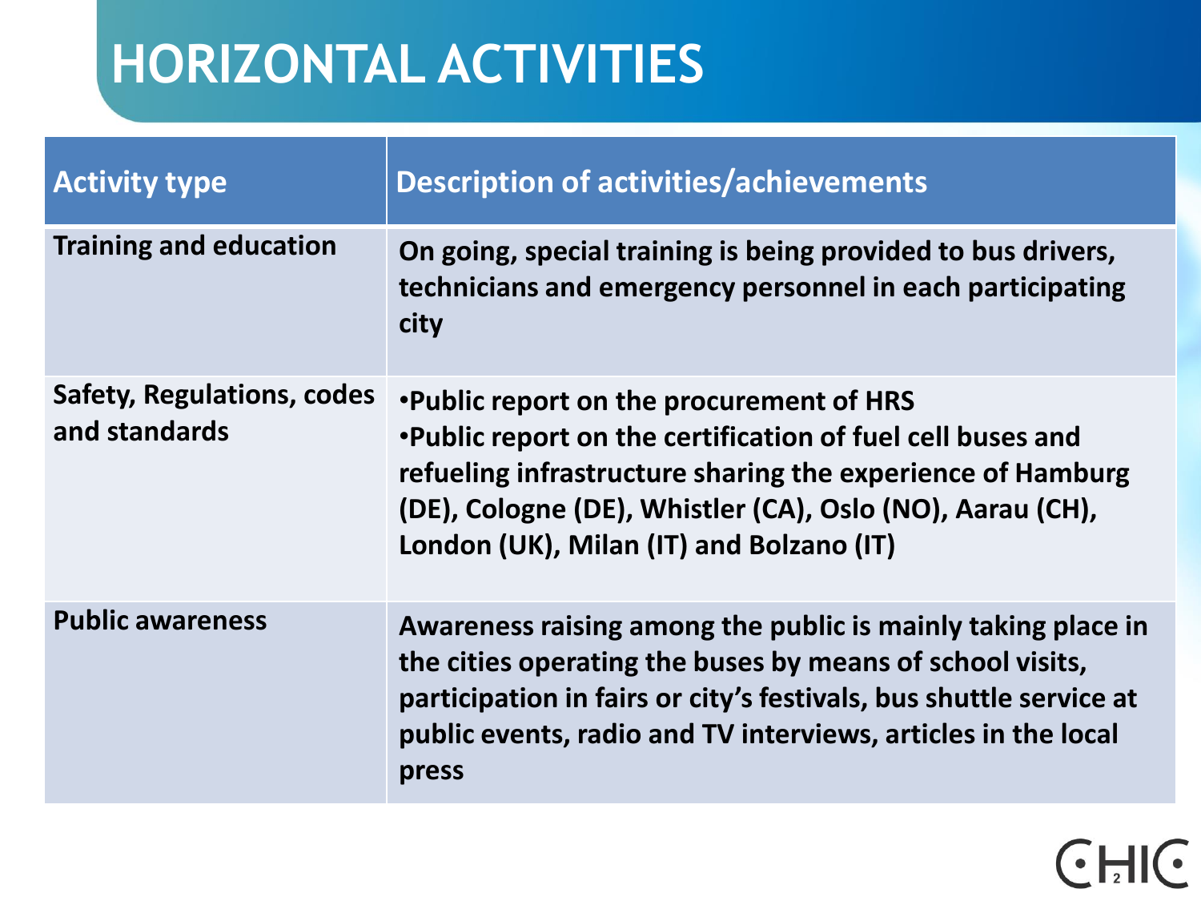# HORIZONTAL ACTIVITIES

| Activity type | Description of activities/achievements |
| --- | --- |
| Training and education | On going, special training is being provided to bus drivers, technicians and emergency personnel in each participating city |
| Safety, Regulations, codes and standards | •Public report on the procurement of HRS<br>•Public report on the certification of fuel cell buses and refueling infrastructure sharing the experience of Hamburg (DE), Cologne (DE), Whistler (CA), Oslo (NO), Aarau (CH), London (UK), Milan (IT) and Bolzano (IT) |
| Public awareness | Awareness raising among the public is mainly taking place in the cities operating the buses by means of school visits, participation in fairs or city's festivals, bus shuttle service at public events, radio and TV interviews, articles in the local press |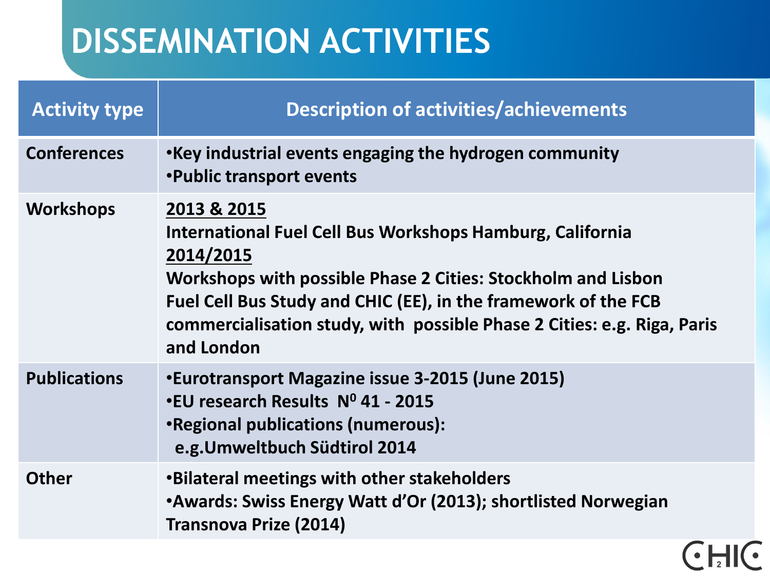# DISSEMINATION ACTIVITIES

| Activity type | Description of activities/achievements |
|---|---|
| Conferences | •Key industrial events engaging the hydrogen community<br>•Public transport events |
| Workshops | 2013 & 2015<br>International Fuel Cell Bus Workshops Hamburg, California<br>2014/2015<br>Workshops with possible Phase 2 Cities: Stockholm and Lisbon<br>Fuel Cell Bus Study and CHIC (EE), in the framework of the FCB commercialisation study, with possible Phase 2 Cities: e.g. Riga, Paris and London |
| Publications | •Eurotransport Magazine issue 3-2015 (June 2015)<br>•EU research Results N⁰ 41 - 2015<br>•Regional publications (numerous):<br>e.g.Umweltbuch Südtirol 2014 |
| Other | •Bilateral meetings with other stakeholders<br>•Awards: Swiss Energy Watt d'Or (2013); shortlisted Norwegian Transnova Prize (2014) |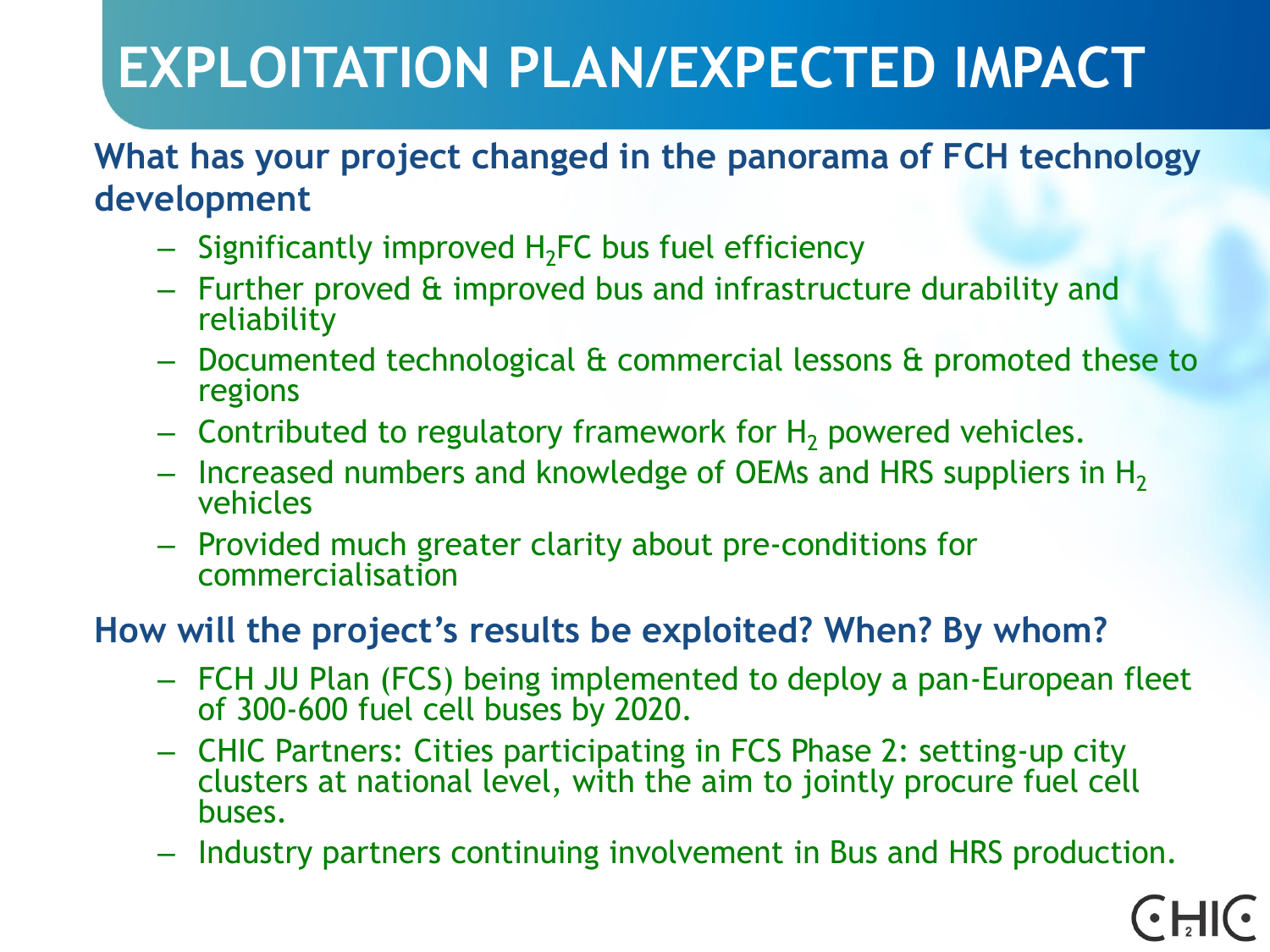# EXPLOITATION PLAN/EXPECTED IMPACT

**What has your project changed in the panorama of FCH technology development**

- Significantly improved $H_2$FC bus fuel efficiency
- Further proved & improved bus and infrastructure durability and reliability
- Documented technological & commercial lessons & promoted these to regions
- Contributed to regulatory framework for $H_2$ powered vehicles.
- Increased numbers and knowledge of OEMs and HRS suppliers in $H_2$ vehicles
- Provided much greater clarity about pre-conditions for commercialisation

**How will the project's results be exploited? When? By whom?**

- FCH JU Plan (FCS) being implemented to deploy a pan-European fleet of 300-600 fuel cell buses by 2020.
- CHIC Partners: Cities participating in FCS Phase 2: setting-up city clusters at national level, with the aim to jointly procure fuel cell buses.
- Industry partners continuing involvement in Bus and HRS production.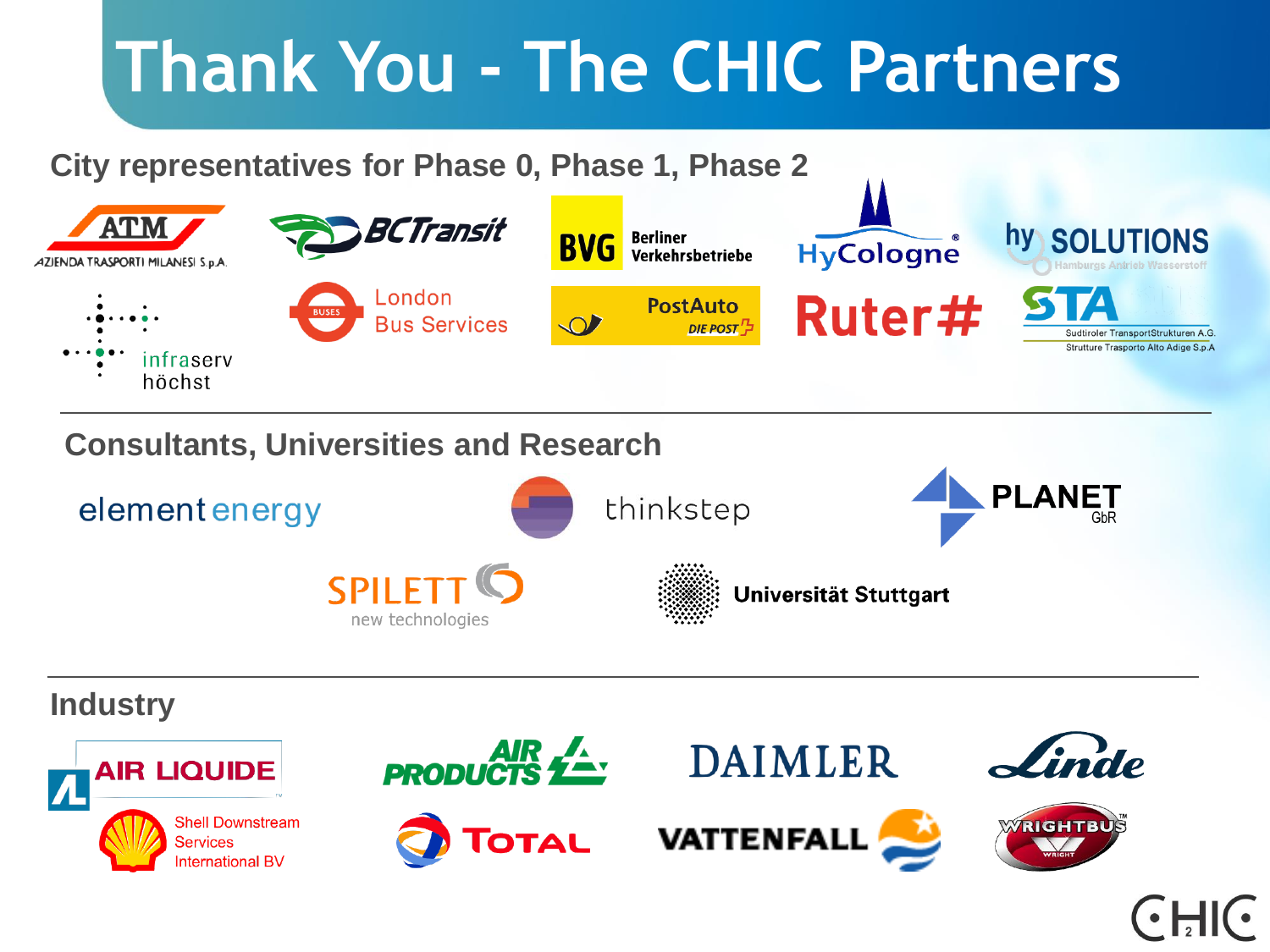# Thank You - The CHIC Partners

## City representatives for Phase 0, Phase 1, Phase 2

ATM AZIENDA TRASPORTI MILANESI S.p.A.

BCTransit

BVG Berliner Verkehrsbetriebe

HyCologne

hy SOLUTIONS Hamburgs Antrieb Wasserstoff

infraserv höchst

London Bus Services

PostAuto DIE POST

Ruter#

STA Sudtiroler TransportStrukturen A.G. Strutture Trasporto Alto Adige S.p.A

## Consultants, Universities and Research

element energy

thinkstep

PLANET GbR

SPILETT new technologies

Universität Stuttgart

## Industry

AIR LIQUIDE

Shell Downstream Services International BV

AIR PRODUCTS

TOTAL

DAIMLER

VATTENFALL

Linde

WRIGHTBUS